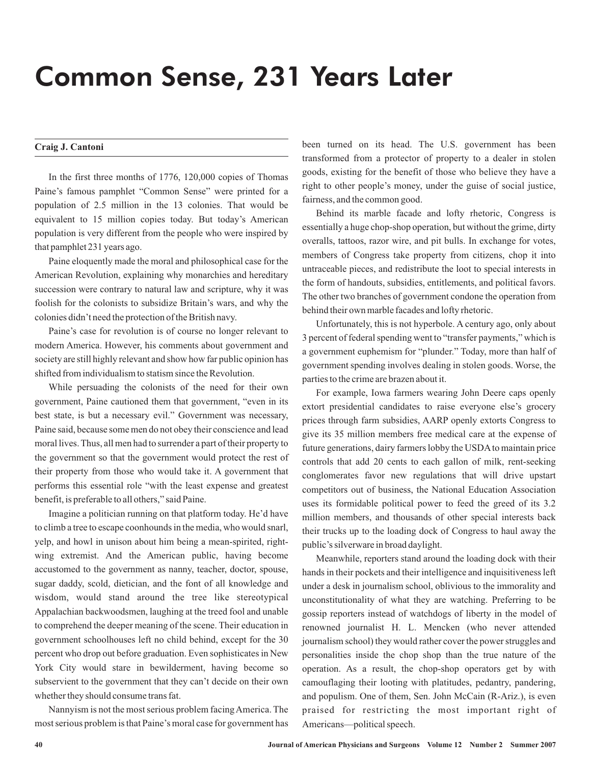# Common Sense, 231 Years Later

**Craig J. Cantoni**

In the first three months of 1776, 120,000 copies of Thomas Paine's famous pamphlet "Common Sense" were printed for a population of 2.5 million in the 13 colonies. That would be equivalent to 15 million copies today. But today's American population is very different from the people who were inspired by that pamphlet 231 years ago.

Paine eloquently made the moral and philosophical case for the American Revolution, explaining why monarchies and hereditary succession were contrary to natural law and scripture, why it was foolish for the colonists to subsidize Britain's wars, and why the colonies didn't need the protection of the British navy.

Paine's case for revolution is of course no longer relevant to modern America. However, his comments about government and society are still highly relevant and show how far public opinion has shifted from individualism to statism since the Revolution.

While persuading the colonists of the need for their own government, Paine cautioned them that government, "even in its best state, is but a necessary evil." Government was necessary, Paine said, because some men do not obey their conscience and lead moral lives. Thus, all men had to surrender a part of their property to the government so that the government would protect the rest of their property from those who would take it. A government that performs this essential role "with the least expense and greatest benefit, is preferable to all others," said Paine.

Imagine a politician running on that platform today. He'd have to climb a tree to escape coonhounds in the media, who would snarl, yelp, and howl in unison about him being a mean-spirited, right-wing extremist. And the American public, having become accustomed to the government as nanny, teacher, doctor, spouse, sugar daddy, scold, dietician, and the font of all knowledge and wisdom, would stand around the tree like stereotypical Appalachian backwoodsmen, laughing at the treed fool and unable to comprehend the deeper meaning of the scene. Their education in government schoolhouses left no child behind, except for the 30 percent who drop out before graduation. Even sophisticates in New York City would stare in bewilderment, having become so subservient to the government that they can't decide on their own whether they should consume trans fat.

Nannyism is not the most serious problem facing America. The most serious problem is that Paine's moral case for government has been turned on its head. The U.S. government has been transformed from a protector of property to a dealer in stolen goods, existing for the benefit of those who believe they have a right to other people's money, under the guise of social justice, fairness, and the common good.

Behind its marble facade and lofty rhetoric, Congress is essentially a huge chop-shop operation, but without the grime, dirty overalls, tattoos, razor wire, and pit bulls. In exchange for votes, members of Congress take property from citizens, chop it into untraceable pieces, and redistribute the loot to special interests in the form of handouts, subsidies, entitlements, and political favors. The other two branches of government condone the operation from behind their own marble facades and lofty rhetoric.

Unfortunately, this is not hyperbole. A century ago, only about 3 percent of federal spending went to "transfer payments," which is a government euphemism for "plunder." Today, more than half of government spending involves dealing in stolen goods. Worse, the parties to the crime are brazen about it.

For example, Iowa farmers wearing John Deere caps openly extort presidential candidates to raise everyone else's grocery prices through farm subsidies, AARP openly extorts Congress to give its 35 million members free medical care at the expense of future generations, dairy farmers lobby the USDA to maintain price controls that add 20 cents to each gallon of milk, rent-seeking conglomerates favor new regulations that will drive upstart competitors out of business, the National Education Association uses its formidable political power to feed the greed of its 3.2 million members, and thousands of other special interests back their trucks up to the loading dock of Congress to haul away the public's silverware in broad daylight.

Meanwhile, reporters stand around the loading dock with their hands in their pockets and their intelligence and inquisitiveness left under a desk in journalism school, oblivious to the immorality and unconstitutionality of what they are watching. Preferring to be gossip reporters instead of watchdogs of liberty in the model of renowned journalist H. L. Mencken (who never attended journalism school) they would rather cover the power struggles and personalities inside the chop shop than the true nature of the operation. As a result, the chop-shop operators get by with camouflaging their looting with platitudes, pedantry, pandering, and populism. One of them, Sen. John McCain (R-Ariz.), is even praised for restricting the most important right of Americans—political speech.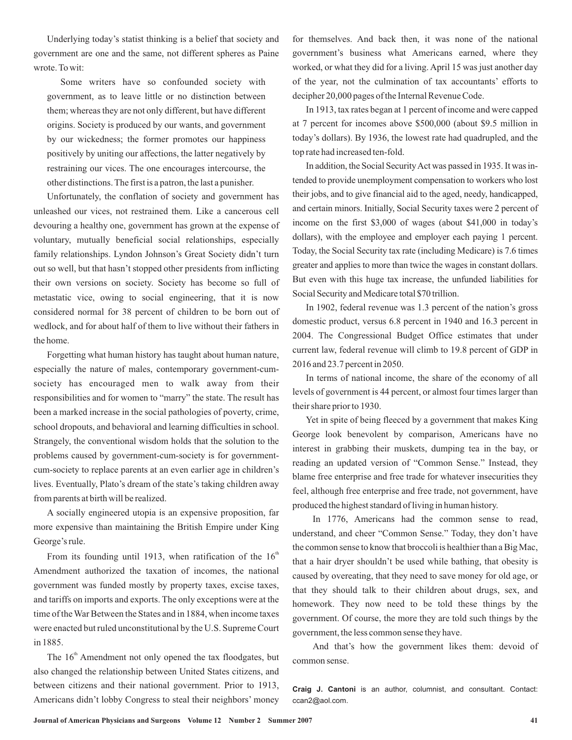Underlying today's statist thinking is a belief that society and government are one and the same, not different spheres as Paine wrote. To wit:

> Some writers have so confounded society with government, as to leave little or no distinction between them; whereas they are not only different, but have different origins. Society is produced by our wants, and government by our wickedness; the former promotes our happiness positively by uniting our affections, the latter negatively by restraining our vices. The one encourages intercourse, the other distinctions. The first is a patron, the last a punisher.

Unfortunately, the conflation of society and government has unleashed our vices, not restrained them. Like a cancerous cell devouring a healthy one, government has grown at the expense of voluntary, mutually beneficial social relationships, especially family relationships. Lyndon Johnson's Great Society didn't turn out so well, but that hasn't stopped other presidents from inflicting their own versions on society. Society has become so full of metastatic vice, owing to social engineering, that it is now considered normal for 38 percent of children to be born out of wedlock, and for about half of them to live without their fathers in the home.

Forgetting what human history has taught about human nature, especially the nature of males, contemporary government-cum-society has encouraged men to walk away from their responsibilities and for women to "marry" the state. The result has been a marked increase in the social pathologies of poverty, crime, school dropouts, and behavioral and learning difficulties in school. Strangely, the conventional wisdom holds that the solution to the problems caused by government-cum-society is for government-cum-society to replace parents at an even earlier age in children's lives. Eventually, Plato's dream of the state's taking children away from parents at birth will be realized.

A socially engineered utopia is an expensive proposition, far more expensive than maintaining the British Empire under King George's rule.

From its founding until 1913, when ratification of the 16th Amendment authorized the taxation of incomes, the national government was funded mostly by property taxes, excise taxes, and tariffs on imports and exports. The only exceptions were at the time of the War Between the States and in 1884, when income taxes were enacted but ruled unconstitutional by the U.S. Supreme Court in 1885.

The 16th Amendment not only opened the tax floodgates, but also changed the relationship between United States citizens, and between citizens and their national government. Prior to 1913, Americans didn't lobby Congress to steal their neighbors' money for themselves. And back then, it was none of the national government's business what Americans earned, where they worked, or what they did for a living. April 15 was just another day of the year, not the culmination of tax accountants' efforts to decipher 20,000 pages of the Internal Revenue Code.

In 1913, tax rates began at 1 percent of income and were capped at 7 percent for incomes above \$500,000 (about \$9.5 million in today's dollars). By 1936, the lowest rate had quadrupled, and the top rate had increased ten-fold.

In addition, the Social Security Act was passed in 1935. It was intended to provide unemployment compensation to workers who lost their jobs, and to give financial aid to the aged, needy, handicapped, and certain minors. Initially, Social Security taxes were 2 percent of income on the first \$3,000 of wages (about \$41,000 in today's dollars), with the employee and employer each paying 1 percent. Today, the Social Security tax rate (including Medicare) is 7.6 times greater and applies to more than twice the wages in constant dollars. But even with this huge tax increase, the unfunded liabilities for Social Security and Medicare total \$70 trillion.

In 1902, federal revenue was 1.3 percent of the nation's gross domestic product, versus 6.8 percent in 1940 and 16.3 percent in 2004. The Congressional Budget Office estimates that under current law, federal revenue will climb to 19.8 percent of GDP in 2016 and 23.7 percent in 2050.

In terms of national income, the share of the economy of all levels of government is 44 percent, or almost four times larger than their share prior to 1930.

Yet in spite of being fleeced by a government that makes King George look benevolent by comparison, Americans have no interest in grabbing their muskets, dumping tea in the bay, or reading an updated version of "Common Sense." Instead, they blame free enterprise and free trade for whatever insecurities they feel, although free enterprise and free trade, not government, have produced the highest standard of living in human history.

In 1776, Americans had the common sense to read, understand, and cheer "Common Sense." Today, they don't have the common sense to know that broccoli is healthier than a Big Mac, that a hair dryer shouldn't be used while bathing, that obesity is caused by overeating, that they need to save money for old age, or that they should talk to their children about drugs, sex, and homework. They now need to be told these things by the government. Of course, the more they are told such things by the government, the less common sense they have.

And that's how the government likes them: devoid of common sense.

**Craig J. Cantoni** is an author, columnist, and consultant. Contact: ccan2@aol.com.